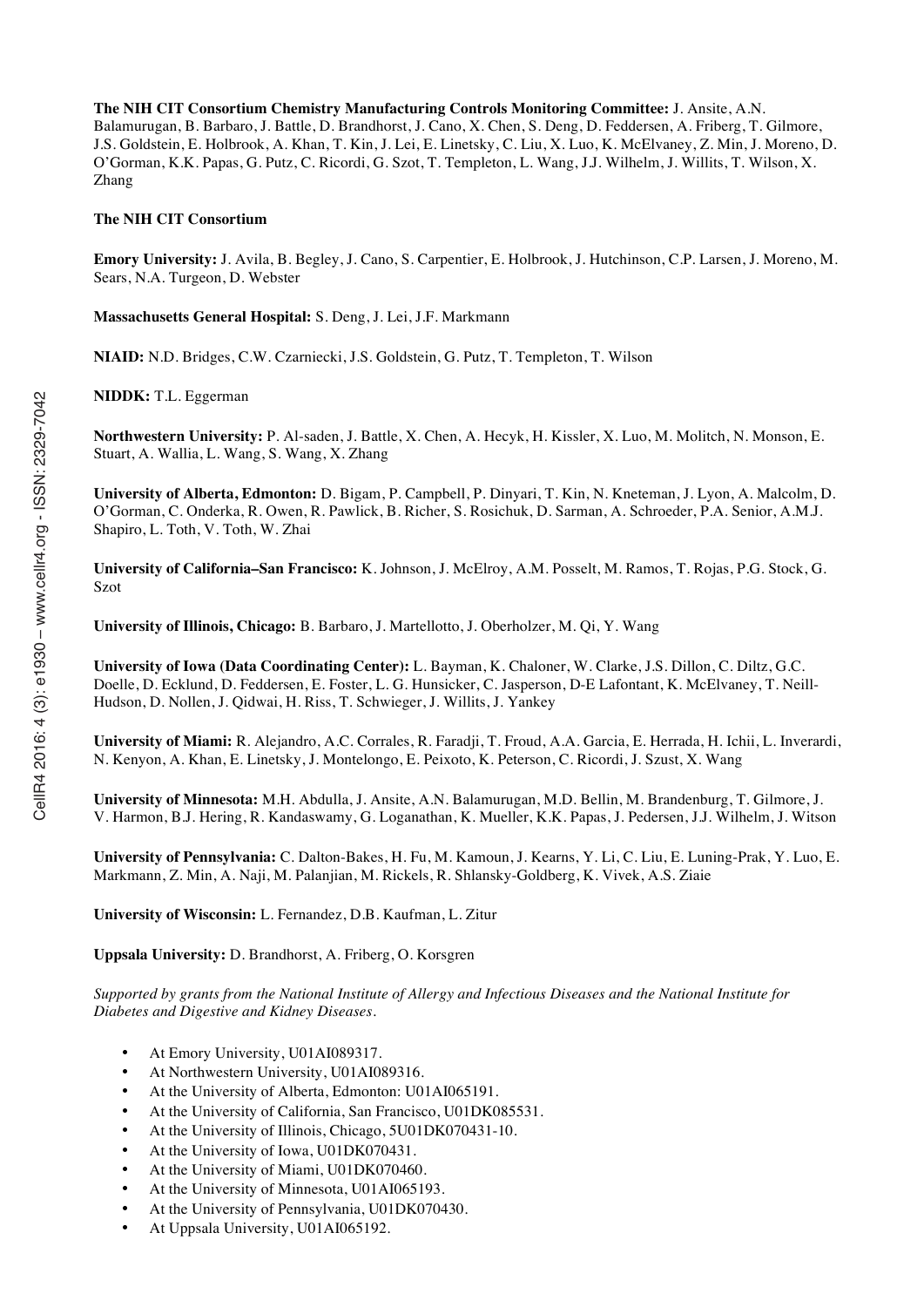**The NIH CIT Consortium Chemistry Manufacturing Controls Monitoring Committee:** J. Ansite, A.N. Balamurugan, B. Barbaro, J. Battle, D. Brandhorst, J. Cano, X. Chen, S. Deng, D. Feddersen, A. Friberg, T. Gilmore, J.S. Goldstein, E. Holbrook, A. Khan, T. Kin, J. Lei, E. Linetsky, C. Liu, X. Luo, K. McElvaney, Z. Min, J. Moreno, D. O'Gorman, K.K. Papas, G. Putz, C. Ricordi, G. Szot, T. Templeton, L. Wang, J.J. Wilhelm, J. Willits, T. Wilson, X. Zhang

**The NIH CIT Consortium**

**Emory University:** J. Avila, B. Begley, J. Cano, S. Carpentier, E. Holbrook, J. Hutchinson, C.P. Larsen, J. Moreno, M. Sears, N.A. Turgeon, D. Webster

**Massachusetts General Hospital:** S. Deng, J. Lei, J.F. Markmann

**NIAID:** N.D. Bridges, C.W. Czarniecki, J.S. Goldstein, G. Putz, T. Templeton, T. Wilson

**NIDDK:** T.L. Eggerman

**Northwestern University:** P. Al-saden, J. Battle, X. Chen, A. Hecyk, H. Kissler, X. Luo, M. Molitch, N. Monson, E. Stuart, A. Wallia, L. Wang, S. Wang, X. Zhang

**University of Alberta, Edmonton:** D. Bigam, P. Campbell, P. Dinyari, T. Kin, N. Kneteman, J. Lyon, A. Malcolm, D. O'Gorman, C. Onderka, R. Owen, R. Pawlick, B. Richer, S. Rosichuk, D. Sarman, A. Schroeder, P.A. Senior, A.M.J. Shapiro, L. Toth, V. Toth, W. Zhai

**University of California–San Francisco:** K. Johnson, J. McElroy, A.M. Posselt, M. Ramos, T. Rojas, P.G. Stock, G. Szot

**University of Illinois, Chicago:** B. Barbaro, J. Martellotto, J. Oberholzer, M. Qi, Y. Wang

**University of Iowa (Data Coordinating Center):** L. Bayman, K. Chaloner, W. Clarke, J.S. Dillon, C. Diltz, G.C. Doelle, D. Ecklund, D. Feddersen, E. Foster, L. G. Hunsicker, C. Jasperson, D-E Lafontant, K. McElvaney, T. Neill-Hudson, D. Nollen, J. Qidwai, H. Riss, T. Schwieger, J. Willits, J. Yankey

**University of Miami:** R. Alejandro, A.C. Corrales, R. Faradji, T. Froud, A.A. Garcia, E. Herrada, H. Ichii, L. Inverardi, N. Kenyon, A. Khan, E. Linetsky, J. Montelongo, E. Peixoto, K. Peterson, C. Ricordi, J. Szust, X. Wang

**University of Minnesota:** M.H. Abdulla, J. Ansite, A.N. Balamurugan, M.D. Bellin, M. Brandenburg, T. Gilmore, J. V. Harmon, B.J. Hering, R. Kandaswamy, G. Loganathan, K. Mueller, K.K. Papas, J. Pedersen, J.J. Wilhelm, J. Witson

**University of Pennsylvania:** C. Dalton-Bakes, H. Fu, M. Kamoun, J. Kearns, Y. Li, C. Liu, E. Luning-Prak, Y. Luo, E. Markmann, Z. Min, A. Naji, M. Palanjian, M. Rickels, R. Shlansky-Goldberg, K. Vivek, A.S. Ziaie

**University of Wisconsin:** L. Fernandez, D.B. Kaufman, L. Zitur

**Uppsala University:** D. Brandhorst, A. Friberg, O. Korsgren

*Supported by grants from the National Institute of Allergy and Infectious Diseases and the National Institute for Diabetes and Digestive and Kidney Diseases.*

- At Emory University, U01AI089317.
- At Northwestern University, U01AI089316.
- At the University of Alberta, Edmonton: U01AI065191.
- At the University of California, San Francisco, U01DK085531.
- At the University of Illinois, Chicago, 5U01DK070431-10.
- At the University of Iowa, U01DK070431.
- At the University of Miami, U01DK070460.
- At the University of Minnesota, U01AI065193.
- At the University of Pennsylvania, U01DK070430.
- At Uppsala University, U01AI065192.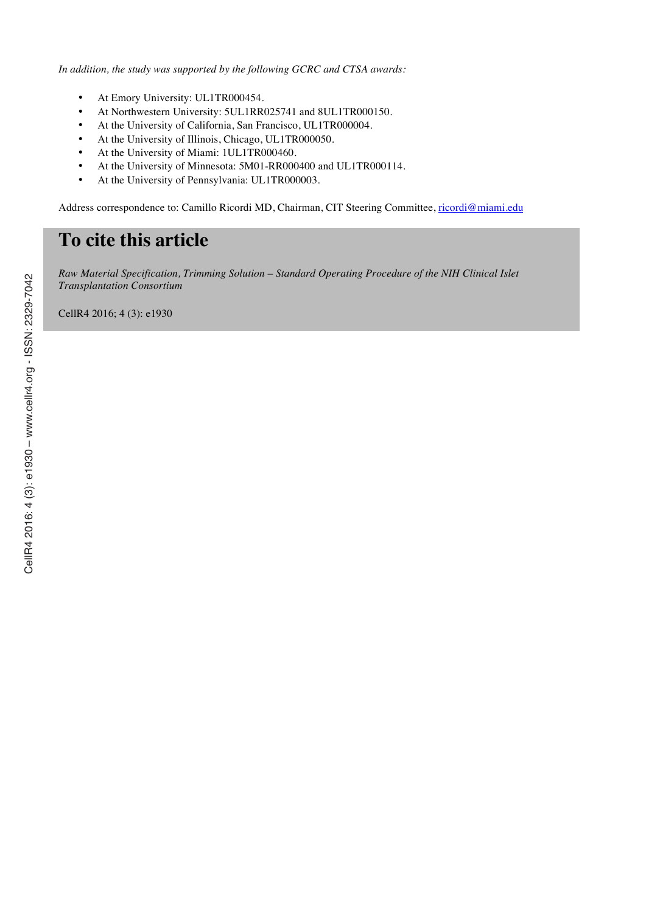*In addition, the study was supported by the following GCRC and CTSA awards:*

- At Emory University: UL1TR000454.
- At Northwestern University: 5UL1RR025741 and 8UL1TR000150.
- At the University of California, San Francisco, UL1TR000004.
- At the University of Illinois, Chicago, UL1TR000050.
- At the University of Miami: 1UL1TR000460.
- At the University of Minnesota: 5M01-RR000400 and UL1TR000114.
- At the University of Pennsylvania: UL1TR000003.

Address correspondence to: Camillo Ricordi MD, Chairman, CIT Steering Committee, ricordi@miami.edu

# To cite this article

*Raw Material Specification, Trimming Solution – Standard Operating Procedure of the NIH Clinical Islet Transplantation Consortium*

CellR4 2016; 4 (3): e1930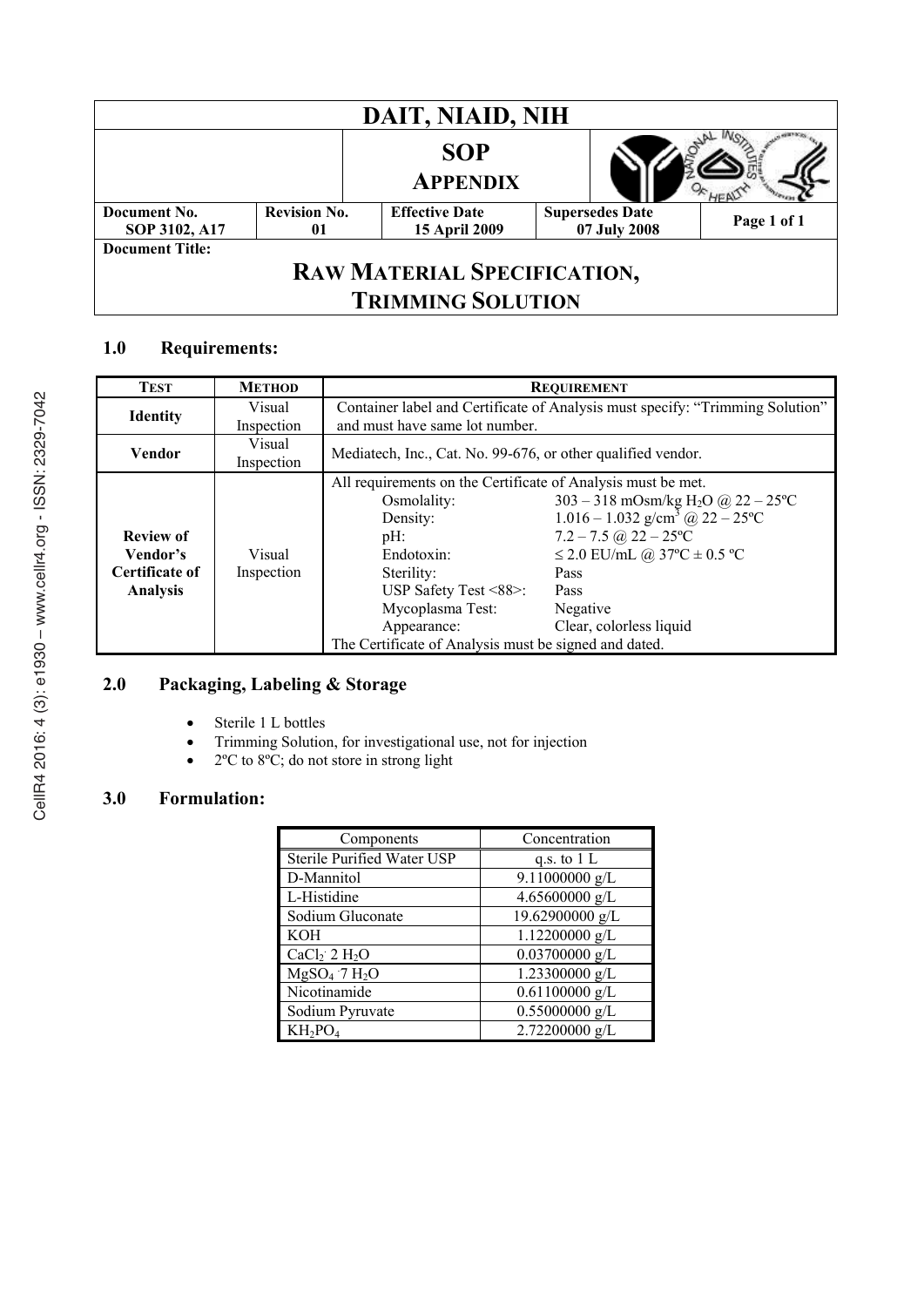# DAIT, NIAID, NIH

| | SOP APPENDIX | |
|---|---|---|

| Document No. | Revision No. | Effective Date | Supersedes Date | Page 1 of 1 |
|---|---|---|---|---|
| SOP 3102, A17 | 01 | 15 April 2009 | 07 July 2008 | |

**Document Title:**

## RAW MATERIAL SPECIFICATION, TRIMMING SOLUTION

### 1.0 Requirements:

| TEST | METHOD | REQUIREMENT |
|---|---|---|
| **Identity** | Visual Inspection | Container label and Certificate of Analysis must specify: "Trimming Solution" and must have same lot number. |
| **Vendor** | Visual Inspection | Mediatech, Inc., Cat. No. 99-676, or other qualified vendor. |
| **Review of Vendor's Certificate of Analysis** | Visual Inspection | All requirements on the Certificate of Analysis must be met.<br>Osmolality: 303 – 318 mOsm/kg $H_2O$ @ 22 – 25ºC<br>Density: 1.016 – 1.032 g/cm$^3$ @ 22 – 25ºC<br>pH: 7.2 – 7.5 @ 22 – 25ºC<br>Endotoxin: ≤ 2.0 EU/mL @ 37ºC ± 0.5 ºC<br>Sterility: Pass<br>USP Safety Test <88>: Pass<br>Mycoplasma Test: Negative<br>Appearance: Clear, colorless liquid<br>The Certificate of Analysis must be signed and dated. |

### 2.0 Packaging, Labeling & Storage

- Sterile 1 L bottles
- Trimming Solution, for investigational use, not for injection
- 2ºC to 8ºC; do not store in strong light

### 3.0 Formulation:

| Components | Concentration |
|---|---|
| Sterile Purified Water USP | q.s. to 1 L |
| D-Mannitol | 9.11000000 g/L |
| L-Histidine | 4.65600000 g/L |
| Sodium Gluconate | 19.62900000 g/L |
| KOH | 1.12200000 g/L |
| $CaCl_2 \cdot 2 H_2O$ | 0.03700000 g/L |
| $MgSO_4 \cdot 7 H_2O$ | 1.23300000 g/L |
| Nicotinamide | 0.61100000 g/L |
| Sodium Pyruvate | 0.55000000 g/L |
| $KH_2PO_4$ | 2.72200000 g/L |